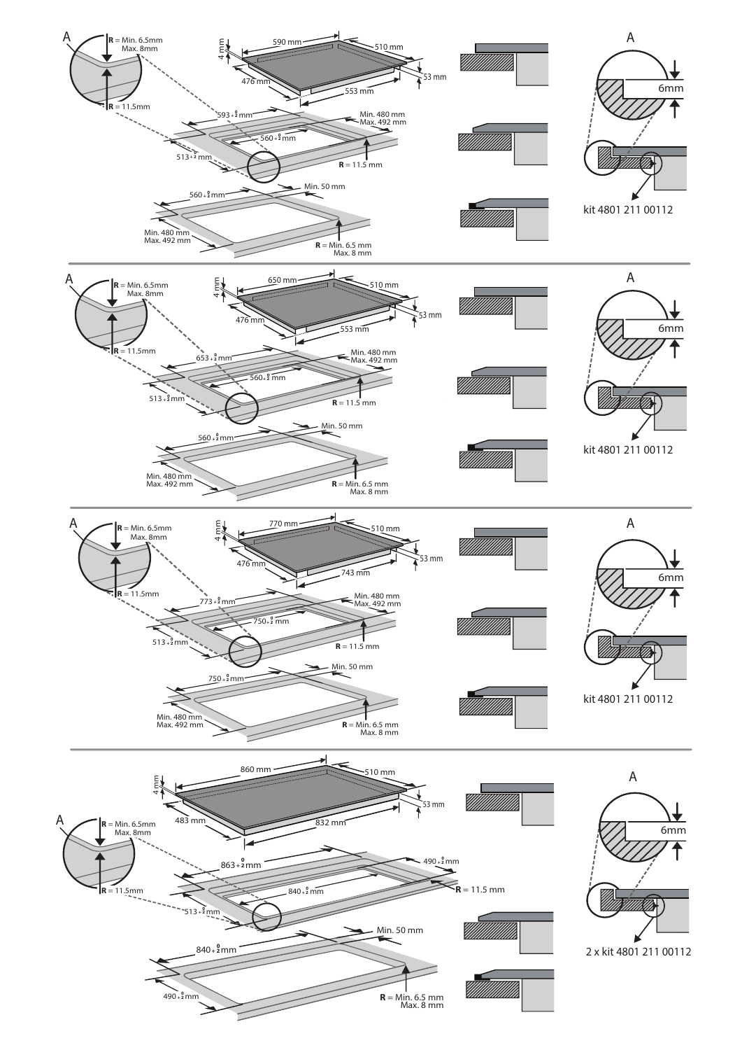A

R = Min. 6.5mm
Max. 8mm

R = 11.5mm

590 mm

510 mm

4 mm

53 mm

476 mm

553 mm

$593^{+2}_{0}$ mm

Min. 480 mm
Max. 492 mm

$560^{+2}_{0}$ mm

$513^{+2}_{0}$ mm

R = 11.5 mm

$560^{+2}_{0}$ mm

Min. 50 mm

Min. 480 mm
Max. 492 mm

R = Min. 6.5 mm
Max. 8 mm

A

6mm

kit 4801 211 00112

---

A

R = Min. 6.5mm
Max. 8mm

R = 11.5mm

650 mm

510 mm

4 mm

53 mm

476 mm

553 mm

$653^{+2}_{0}$ mm

Min. 480 mm
Max. 492 mm

$560^{+2}_{0}$ mm

$513^{+2}_{0}$ mm

R = 11.5 mm

$560^{+2}_{0}$ mm

Min. 50 mm

Min. 480 mm
Max. 492 mm

R = Min. 6.5 mm
Max. 8 mm

A

6mm

kit 4801 211 00112

---

A

R = Min. 6.5mm
Max. 8mm

R = 11.5mm

770 mm

510 mm

4 mm

53 mm

476 mm

743 mm

$773^{+2}_{0}$ mm

Min. 480 mm
Max. 492 mm

$750^{+2}_{0}$ mm

$513^{+2}_{0}$ mm

R = 11.5 mm

$750^{+2}_{0}$ mm

Min. 50 mm

Min. 480 mm
Max. 492 mm

R = Min. 6.5 mm
Max. 8 mm

A

6mm

kit 4801 211 00112

---

860 mm

510 mm

4 mm

53 mm

483 mm

832 mm

A

R = Min. 6.5mm
Max. 8mm

R = 11.5mm

$863^{+2}_{0}$ mm

$490^{+2}_{0}$ mm

$840^{+2}_{0}$ mm

R = 11.5 mm

$513^{+2}_{0}$ mm

Min. 50 mm

$840^{+2}_{0}$ mm

$490^{+2}_{0}$ mm

R = Min. 6.5 mm
Max. 8 mm

A

6mm

2 x kit 4801 211 00112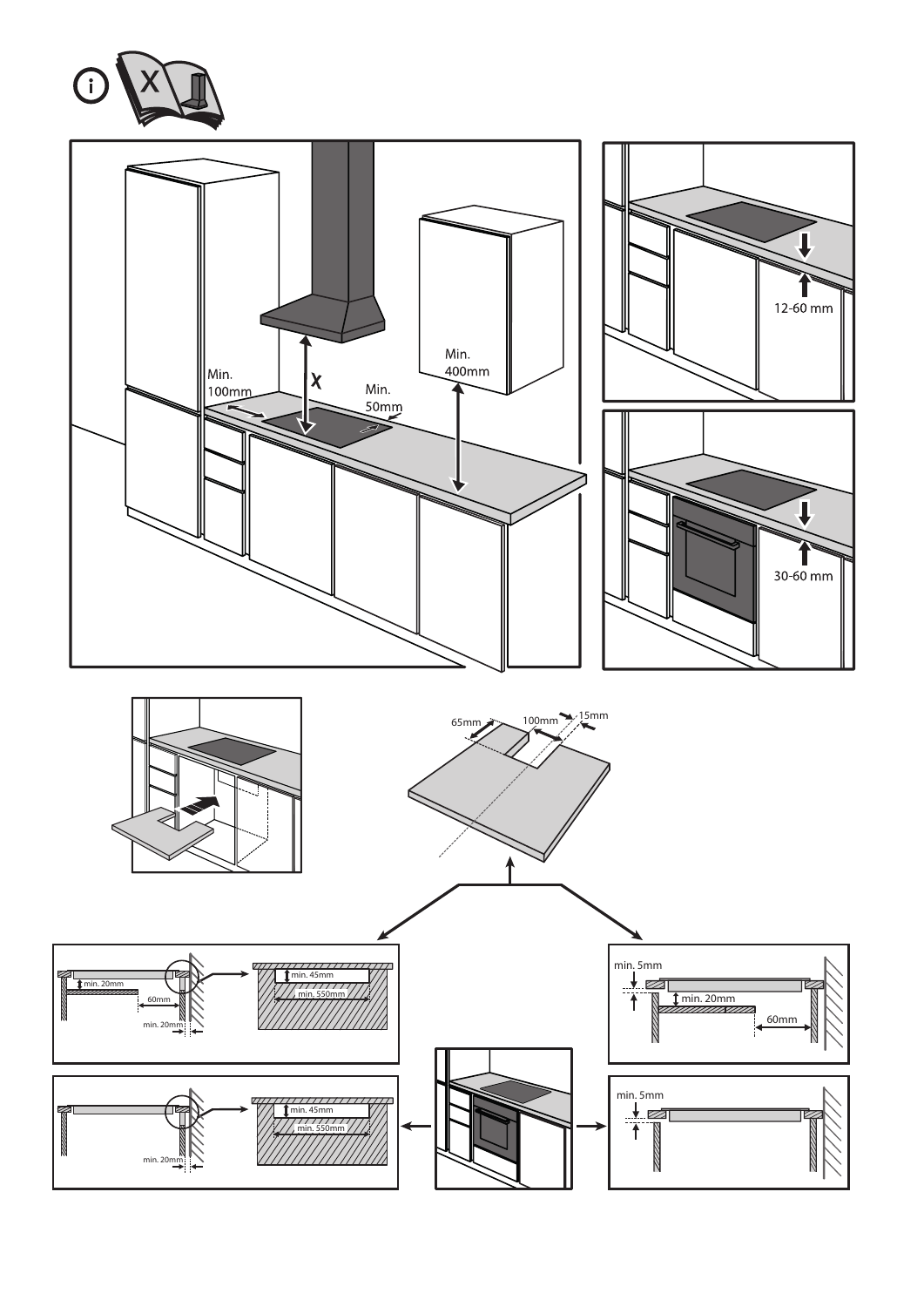X

Min. 100mm

X

Min. 50mm

Min. 400mm

12-60 mm

30-60 mm

65mm

100mm

15mm

min. 20mm

60mm

min. 20mm

min. 45mm

min. 550mm

min. 5mm

min. 20mm

60mm

min. 20mm

min. 45mm

min. 550mm

min. 5mm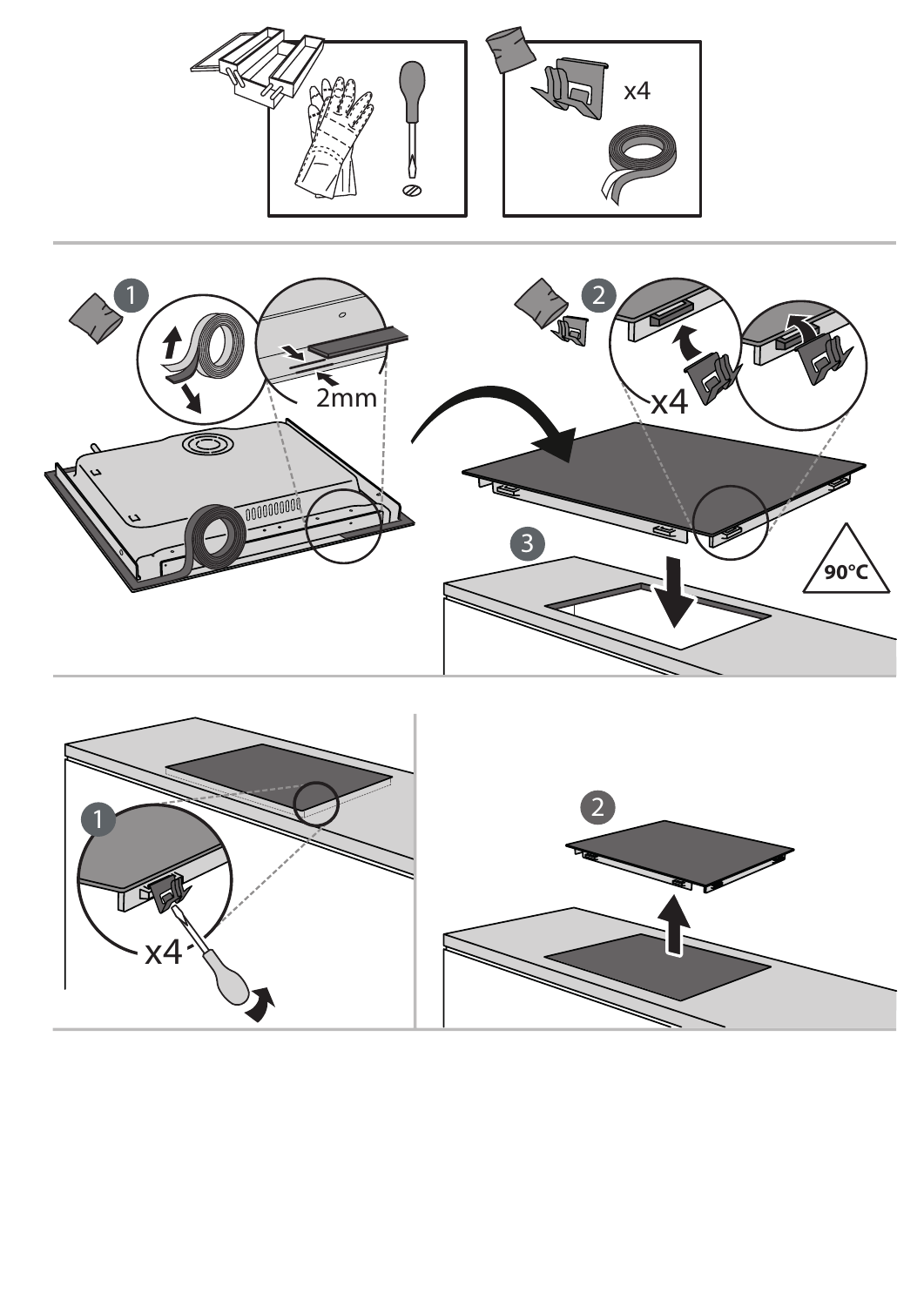x4

1

2mm

2

x4

3

90°C

1

x4

2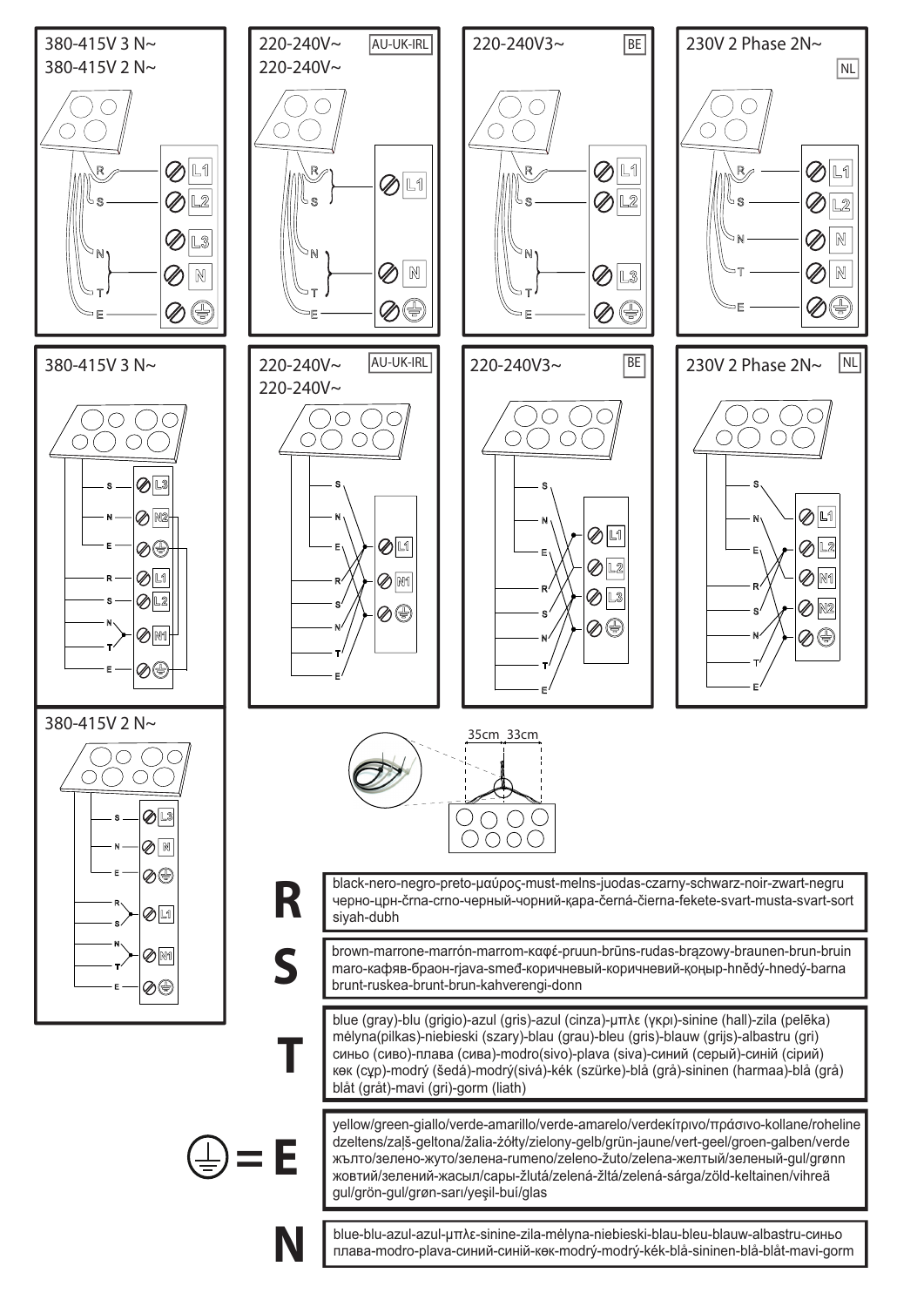380-415V 3 N~
380-415V 2 N~

R S N T E — L1 L2 L3 N

220-240V~
220-240V~
AU-UK-IRL

R S N T E — L1 N

220-240V3~
BE

R S N T E — L1 L2 L3

230V 2 Phase 2N~
NL

R S N T E — L1 L2 N N

380-415V 3 N~

S L3, N N2, E, R L1, S L2, N T N1, E

220-240V~
220-240V~
AU-UK-IRL

S N E R S N T E — L1 N1

220-240V3~
BE

S N E R S N T E — L1 L2 L3

230V 2 Phase 2N~
NL

S N E R S N T E — L1 L2 N1 N2

380-415V 2 N~

S L3, N N, E, R S L1, N T N1, E

35cm 33cm

**R**
black-nero-negro-preto-μαύρος-must-melns-juodas-czarny-schwarz-noir-zwart-negru
черно-црн-črna-crno-черный-чорний-қара-černá-čierna-fekete-svart-musta-svart-sort
siyah-dubh

**S**
brown-marrone-marrón-marrom-καφέ-pruun-brūns-rudas-brązowy-braunen-brun-bruin
maro-кафяв-браон-rjava-smeđ-коричневый-коричневий-қоңыр-hnědý-hnedý-barna
brunt-ruskea-brunt-brun-kahverengi-donn

**T**
blue (gray)-blu (grigio)-azul (gris)-azul (cinza)-μπλε (γκρι)-sinine (hall)-zila (pelēka)
mėlyna(pilkas)-niebieski (szary)-blau (grau)-bleu (gris)-blauw (grijs)-albastru (gri)
синьо (сиво)-плава (сива)-modro(sivo)-plava (siva)-синий (серый)-синій (сірий)
көк (сұр)-modrý (šedá)-modrý(sivá)-kék (szürke)-blå (grå)-sininen (harmaa)-blå (grå)
blåt (gråt)-mavi (gri)-gorm (liath)

**= E**
yellow/green-giallo/verde-amarillo/verde-amarelo/verdeκίτρινο/πράσινο-kollane/roheline
dzeltens/zaļš-geltona/žalia-żółty/zielony-gelb/grün-jaune/vert-geel/groen-galben/verde
жълто/зелено-жуто/зелена-rumeno/zeleno-žuto/zelena-желтый/зеленый-gul/grønn
жовтий/зелений-жасыл/сары-žlutá/zelená-žltá/zelená-sárga/zöld-keltainen/vihreä
gul/grön-gul/grøn-sarı/yeşil-buí/glas

**N**
blue-blu-azul-azul-μπλε-sinine-zila-mėlyna-niebieski-blau-bleu-blauw-albastru-синьо
плава-modro-plava-синий-синій-көк-modrý-modrý-kék-blå-sininen-blå-blåt-mavi-gorm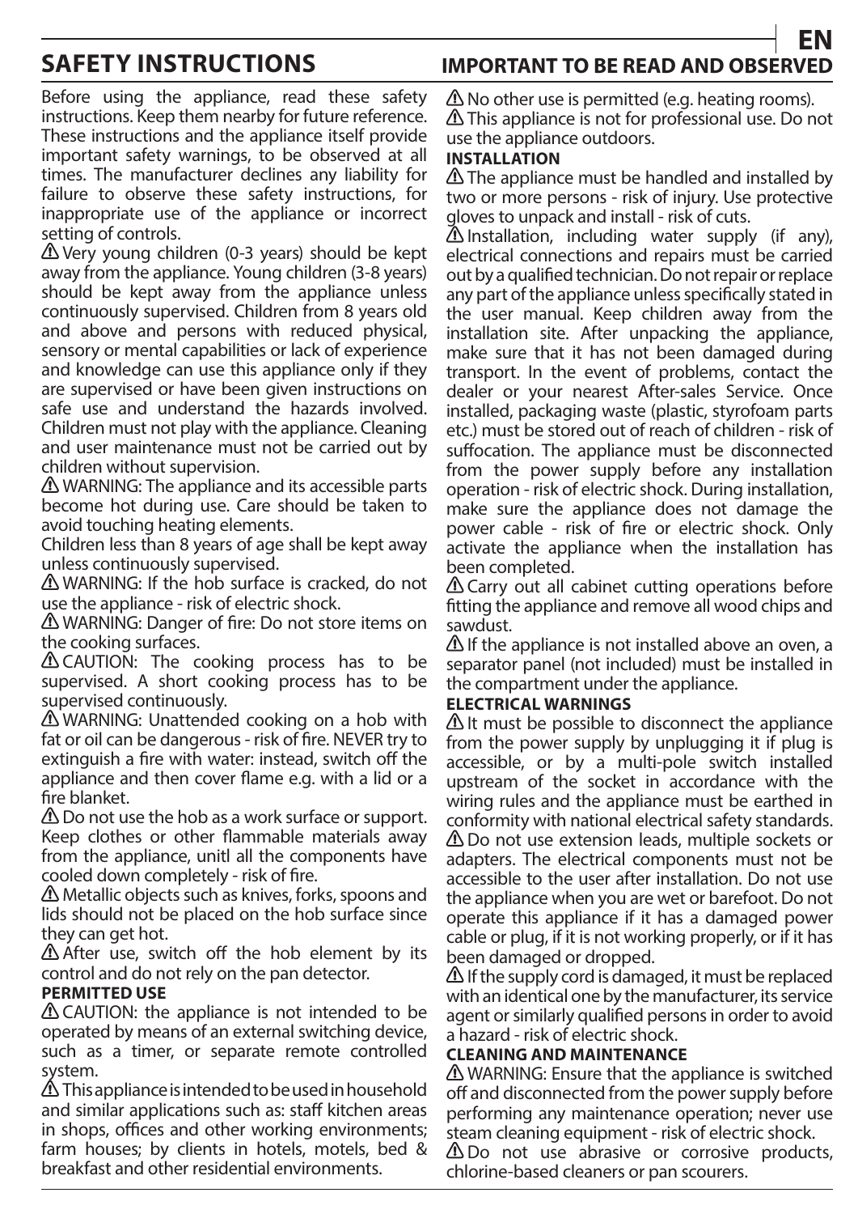# SAFETY INSTRUCTIONS

## IMPORTANT TO BE READ AND OBSERVED

Before using the appliance, read these safety instructions. Keep them nearby for future reference. These instructions and the appliance itself provide important safety warnings, to be observed at all times. The manufacturer declines any liability for failure to observe these safety instructions, for inappropriate use of the appliance or incorrect setting of controls.

⚠ Very young children (0-3 years) should be kept away from the appliance. Young children (3-8 years) should be kept away from the appliance unless continuously supervised. Children from 8 years old and above and persons with reduced physical, sensory or mental capabilities or lack of experience and knowledge can use this appliance only if they are supervised or have been given instructions on safe use and understand the hazards involved. Children must not play with the appliance. Cleaning and user maintenance must not be carried out by children without supervision.

⚠ WARNING: The appliance and its accessible parts become hot during use. Care should be taken to avoid touching heating elements.

Children less than 8 years of age shall be kept away unless continuously supervised.

⚠ WARNING: If the hob surface is cracked, do not use the appliance - risk of electric shock.

⚠ WARNING: Danger of fire: Do not store items on the cooking surfaces.

⚠ CAUTION: The cooking process has to be supervised. A short cooking process has to be supervised continuously.

⚠ WARNING: Unattended cooking on a hob with fat or oil can be dangerous - risk of fire. NEVER try to extinguish a fire with water: instead, switch off the appliance and then cover flame e.g. with a lid or a fire blanket.

⚠ Do not use the hob as a work surface or support. Keep clothes or other flammable materials away from the appliance, unitl all the components have cooled down completely - risk of fire.

⚠ Metallic objects such as knives, forks, spoons and lids should not be placed on the hob surface since they can get hot.

⚠ After use, switch off the hob element by its control and do not rely on the pan detector.

**PERMITTED USE**

⚠ CAUTION: the appliance is not intended to be operated by means of an external switching device, such as a timer, or separate remote controlled system.

⚠ This appliance is intended to be used in household and similar applications such as: staff kitchen areas in shops, offices and other working environments; farm houses; by clients in hotels, motels, bed & breakfast and other residential environments.

⚠ No other use is permitted (e.g. heating rooms).

⚠ This appliance is not for professional use. Do not use the appliance outdoors.

**INSTALLATION**

⚠ The appliance must be handled and installed by two or more persons - risk of injury. Use protective gloves to unpack and install - risk of cuts.

⚠ Installation, including water supply (if any), electrical connections and repairs must be carried out by a qualified technician. Do not repair or replace any part of the appliance unless specifically stated in the user manual. Keep children away from the installation site. After unpacking the appliance, make sure that it has not been damaged during transport. In the event of problems, contact the dealer or your nearest After-sales Service. Once installed, packaging waste (plastic, styrofoam parts etc.) must be stored out of reach of children - risk of suffocation. The appliance must be disconnected from the power supply before any installation operation - risk of electric shock. During installation, make sure the appliance does not damage the power cable - risk of fire or electric shock. Only activate the appliance when the installation has been completed.

⚠ Carry out all cabinet cutting operations before fitting the appliance and remove all wood chips and sawdust.

⚠ If the appliance is not installed above an oven, a separator panel (not included) must be installed in the compartment under the appliance.

**ELECTRICAL WARNINGS**

⚠ It must be possible to disconnect the appliance from the power supply by unplugging it if plug is accessible, or by a multi-pole switch installed upstream of the socket in accordance with the wiring rules and the appliance must be earthed in conformity with national electrical safety standards.

⚠ Do not use extension leads, multiple sockets or adapters. The electrical components must not be accessible to the user after installation. Do not use the appliance when you are wet or barefoot. Do not operate this appliance if it has a damaged power cable or plug, if it is not working properly, or if it has been damaged or dropped.

⚠ If the supply cord is damaged, it must be replaced with an identical one by the manufacturer, its service agent or similarly qualified persons in order to avoid a hazard - risk of electric shock.

**CLEANING AND MAINTENANCE**

⚠ WARNING: Ensure that the appliance is switched off and disconnected from the power supply before performing any maintenance operation; never use steam cleaning equipment - risk of electric shock.

⚠ Do not use abrasive or corrosive products, chlorine-based cleaners or pan scourers.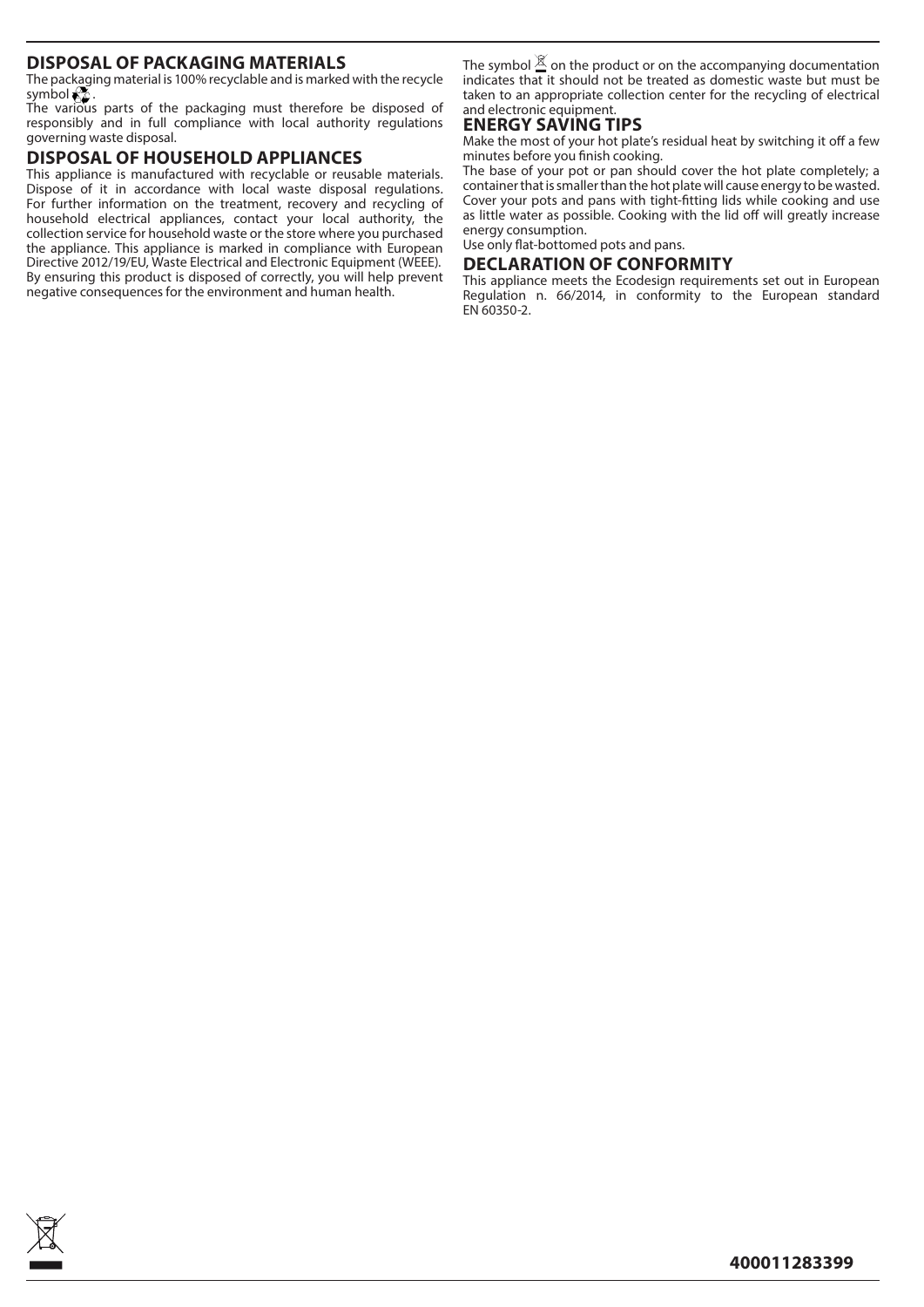## DISPOSAL OF PACKAGING MATERIALS

The packaging material is 100% recyclable and is marked with the recycle symbol ♻.
The various parts of the packaging must therefore be disposed of responsibly and in full compliance with local authority regulations governing waste disposal.

## DISPOSAL OF HOUSEHOLD APPLIANCES

This appliance is manufactured with recyclable or reusable materials. Dispose of it in accordance with local waste disposal regulations. For further information on the treatment, recovery and recycling of household electrical appliances, contact your local authority, the collection service for household waste or the store where you purchased the appliance. This appliance is marked in compliance with European Directive 2012/19/EU, Waste Electrical and Electronic Equipment (WEEE). By ensuring this product is disposed of correctly, you will help prevent negative consequences for the environment and human health.

The symbol on the product or on the accompanying documentation indicates that it should not be treated as domestic waste but must be taken to an appropriate collection center for the recycling of electrical and electronic equipment.

## ENERGY SAVING TIPS

Make the most of your hot plate's residual heat by switching it off a few minutes before you finish cooking.
The base of your pot or pan should cover the hot plate completely; a container that is smaller than the hot plate will cause energy to be wasted. Cover your pots and pans with tight-fitting lids while cooking and use as little water as possible. Cooking with the lid off will greatly increase energy consumption.
Use only flat-bottomed pots and pans.

## DECLARATION OF CONFORMITY

This appliance meets the Ecodesign requirements set out in European Regulation n. 66/2014, in conformity to the European standard EN 60350-2.

**400011283399**